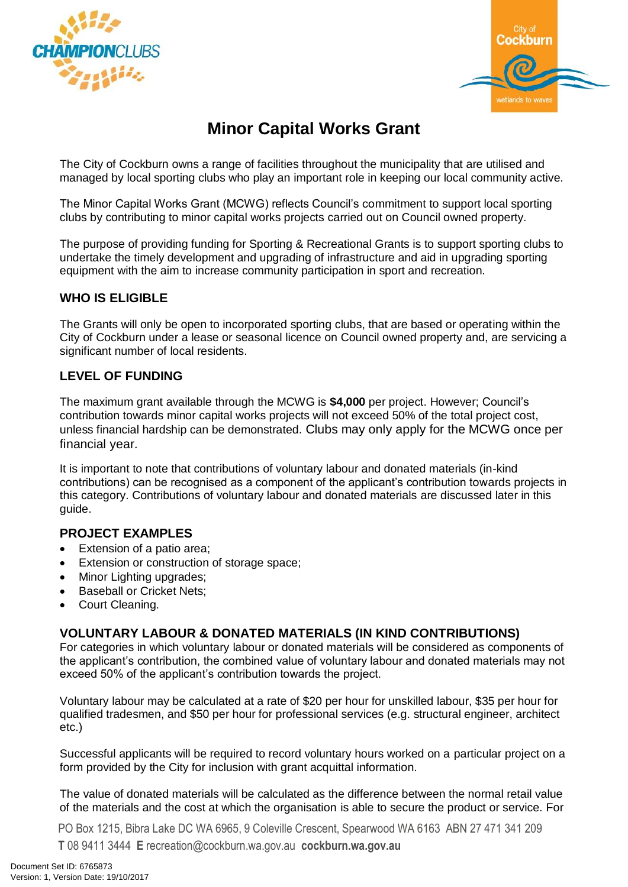# Minor Capital Works Grant

The City of Cockburn owns a range of facilities throughout the municipality that are utilised and managed by local sporting clubs who play an important role in keeping our local community active.

The Minor Capital Works Grant (MCWG) reflects Council's commitment to support local sporting clubs by contributing to minor capital works projects carried out on Council owned property.

The purpose of providing funding for Sporting & Recreational Grants is to support sporting clubs to undertake the timely development and upgrading of infrastructure and aid in upgrading sporting equipment with the aim to increase community participation in sport and recreation.

## WHO IS ELIGIBLE

The Grants will only be open to incorporated sporting clubs, that are based or operating within the City of Cockburn under a lease or seasonal licence on Council owned property and, are servicing a significant number of local residents.

## LEVEL OF FUNDING

The maximum grant available through the MCWG is **$4,000** per project. However; Council's contribution towards minor capital works projects will not exceed 50% of the total project cost, unless financial hardship can be demonstrated. Clubs may only apply for the MCWG once per financial year.

It is important to note that contributions of voluntary labour and donated materials (in-kind contributions) can be recognised as a component of the applicant's contribution towards projects in this category. Contributions of voluntary labour and donated materials are discussed later in this guide.

## PROJECT EXAMPLES

- Extension of a patio area;
- Extension or construction of storage space;
- Minor Lighting upgrades;
- Baseball or Cricket Nets;
- Court Cleaning.

## VOLUNTARY LABOUR & DONATED MATERIALS (IN KIND CONTRIBUTIONS)

For categories in which voluntary labour or donated materials will be considered as components of the applicant's contribution, the combined value of voluntary labour and donated materials may not exceed 50% of the applicant's contribution towards the project.

Voluntary labour may be calculated at a rate of $20 per hour for unskilled labour, $35 per hour for qualified tradesmen, and $50 per hour for professional services (e.g. structural engineer, architect etc.)

Successful applicants will be required to record voluntary hours worked on a particular project on a form provided by the City for inclusion with grant acquittal information.

The value of donated materials will be calculated as the difference between the normal retail value of the materials and the cost at which the organisation is able to secure the product or service. For

PO Box 1215, Bibra Lake DC WA 6965, 9 Coleville Crescent, Spearwood WA 6163 ABN 27 471 341 209
**T** 08 9411 3444 **E** recreation@cockburn.wa.gov.au **cockburn.wa.gov.au**

Document Set ID: 6765873
Version: 1, Version Date: 19/10/2017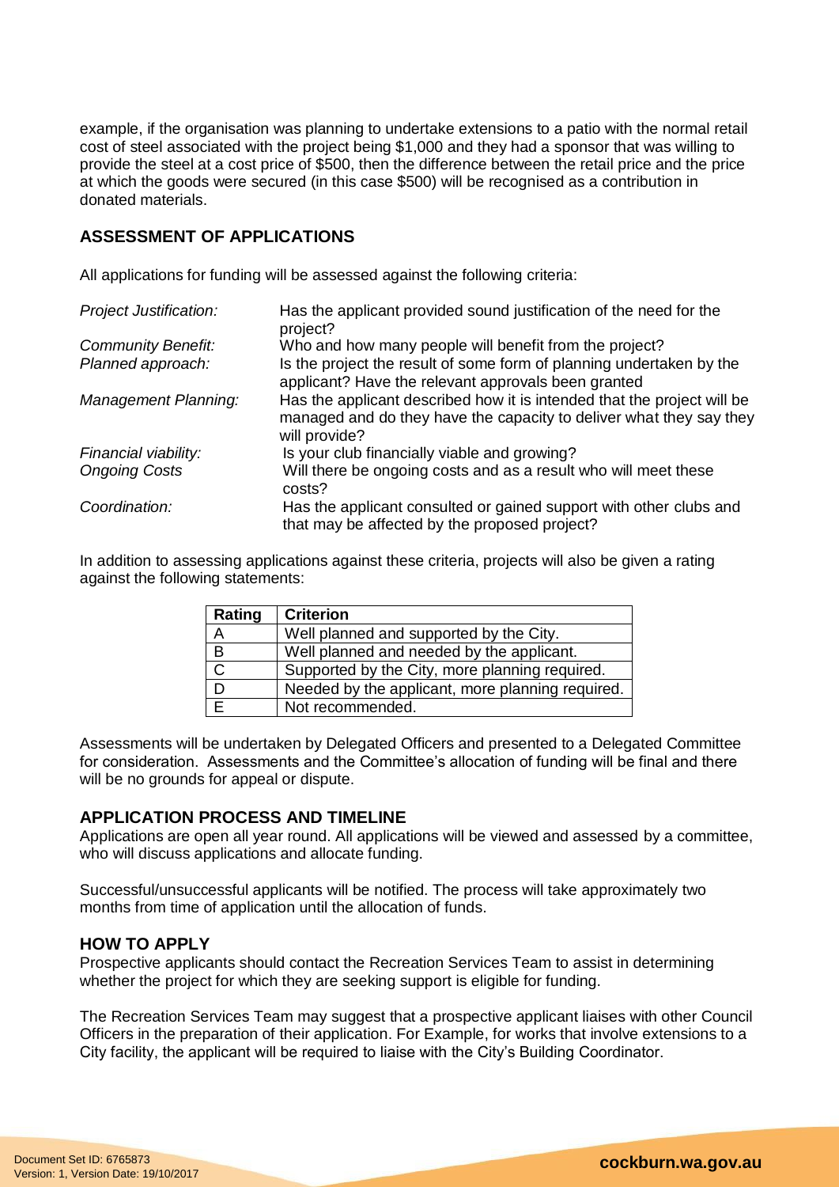example, if the organisation was planning to undertake extensions to a patio with the normal retail cost of steel associated with the project being $1,000 and they had a sponsor that was willing to provide the steel at a cost price of $500, then the difference between the retail price and the price at which the goods were secured (in this case $500) will be recognised as a contribution in donated materials.

## ASSESSMENT OF APPLICATIONS

All applications for funding will be assessed against the following criteria:

| | |
|---|---|
| *Project Justification:* | Has the applicant provided sound justification of the need for the project? |
| *Community Benefit:* | Who and how many people will benefit from the project? |
| *Planned approach:* | Is the project the result of some form of planning undertaken by the applicant? Have the relevant approvals been granted |
| *Management Planning:* | Has the applicant described how it is intended that the project will be managed and do they have the capacity to deliver what they say they will provide? |
| *Financial viability:* | Is your club financially viable and growing? |
| *Ongoing Costs* | Will there be ongoing costs and as a result who will meet these costs? |
| *Coordination:* | Has the applicant consulted or gained support with other clubs and that may be affected by the proposed project? |

In addition to assessing applications against these criteria, projects will also be given a rating against the following statements:

| Rating | Criterion |
|---|---|
| A | Well planned and supported by the City. |
| B | Well planned and needed by the applicant. |
| C | Supported by the City, more planning required. |
| D | Needed by the applicant, more planning required. |
| E | Not recommended. |

Assessments will be undertaken by Delegated Officers and presented to a Delegated Committee for consideration. Assessments and the Committee's allocation of funding will be final and there will be no grounds for appeal or dispute.

## APPLICATION PROCESS AND TIMELINE

Applications are open all year round. All applications will be viewed and assessed by a committee, who will discuss applications and allocate funding.

Successful/unsuccessful applicants will be notified. The process will take approximately two months from time of application until the allocation of funds.

## HOW TO APPLY

Prospective applicants should contact the Recreation Services Team to assist in determining whether the project for which they are seeking support is eligible for funding.

The Recreation Services Team may suggest that a prospective applicant liaises with other Council Officers in the preparation of their application. For Example, for works that involve extensions to a City facility, the applicant will be required to liaise with the City's Building Coordinator.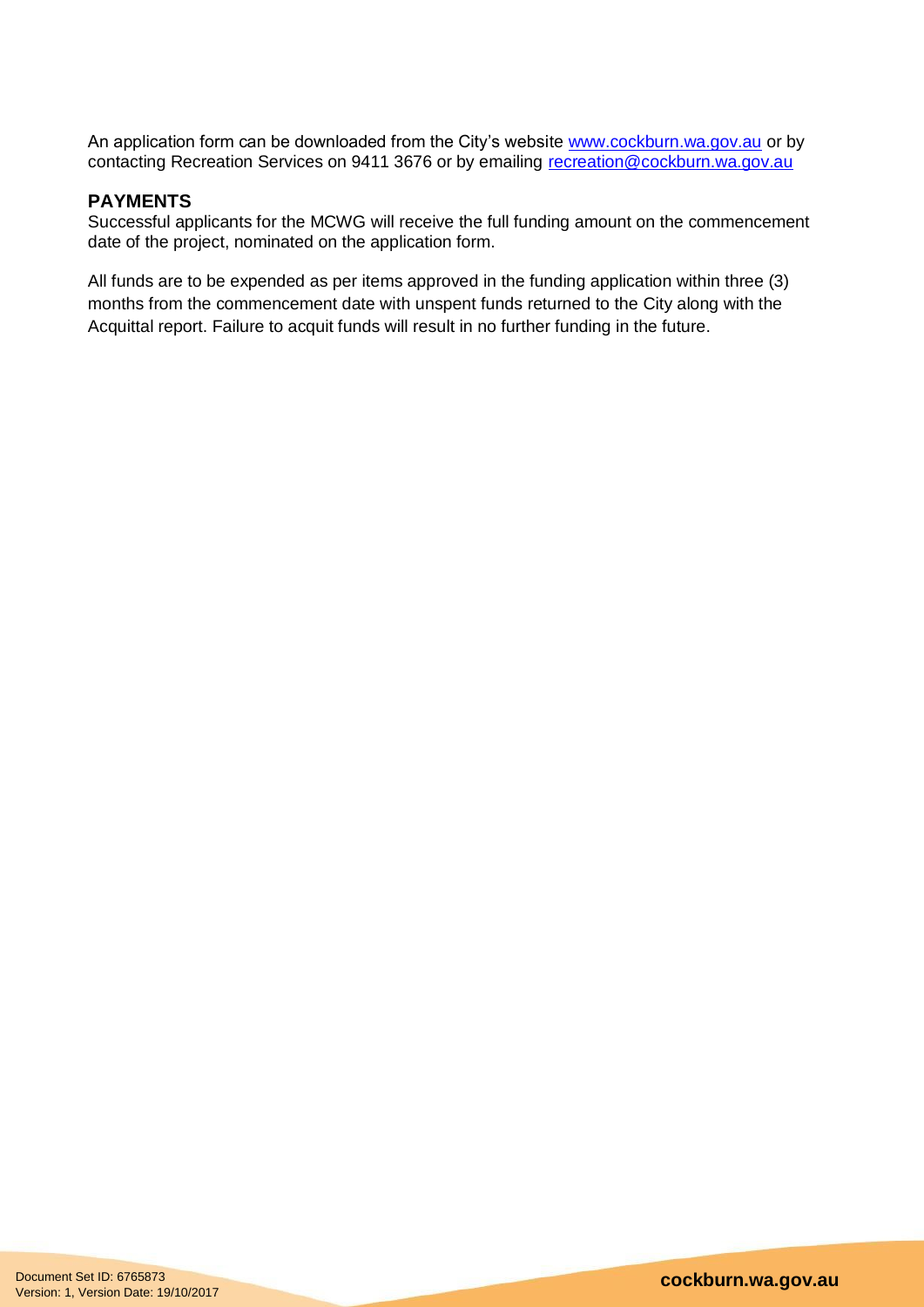An application form can be downloaded from the City's website www.cockburn.wa.gov.au or by contacting Recreation Services on 9411 3676 or by emailing recreation@cockburn.wa.gov.au

## PAYMENTS

Successful applicants for the MCWG will receive the full funding amount on the commencement date of the project, nominated on the application form.

All funds are to be expended as per items approved in the funding application within three (3) months from the commencement date with unspent funds returned to the City along with the Acquittal report. Failure to acquit funds will result in no further funding in the future.